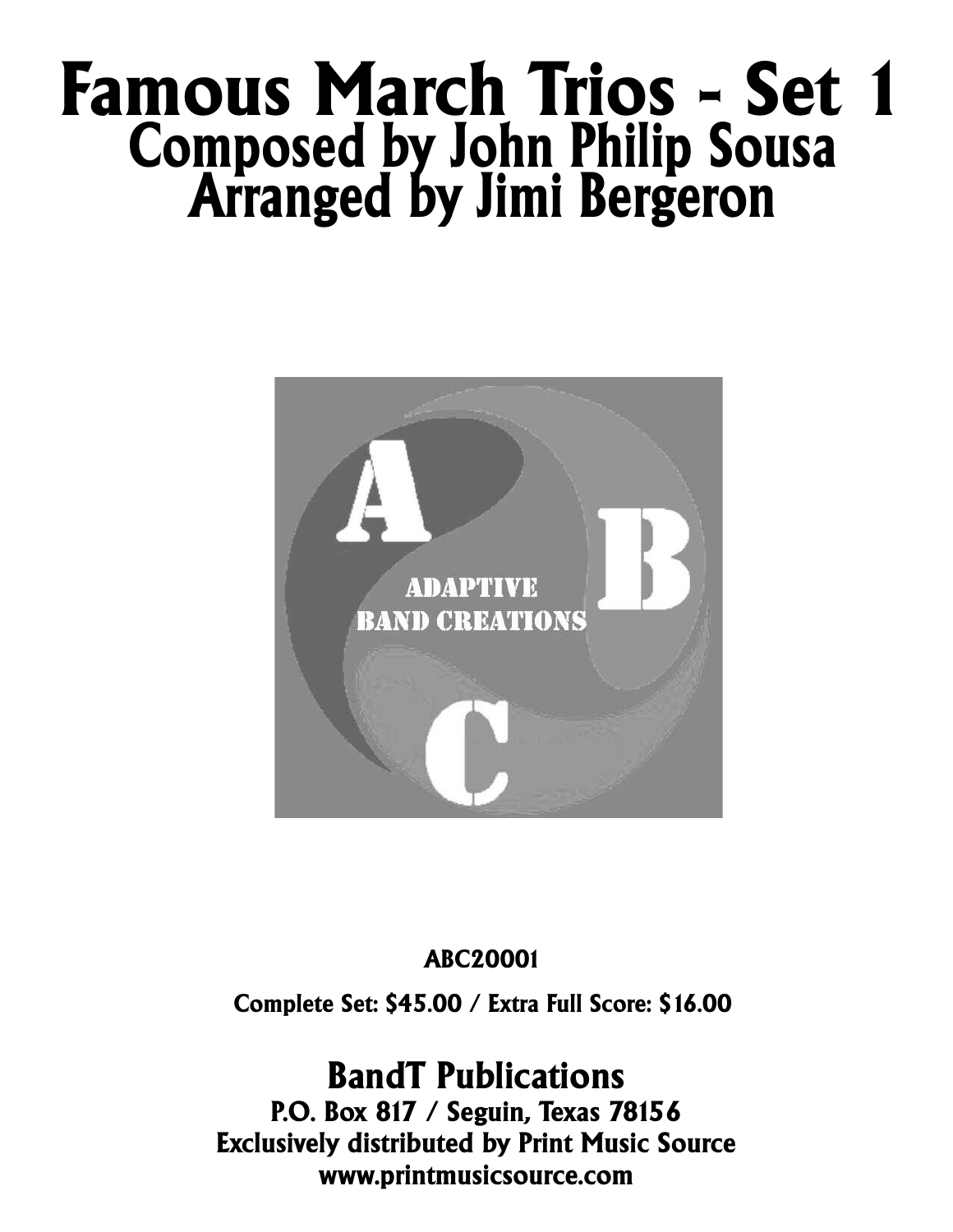# Famous March Trios - Set 1

## Composed by John Philip Sousa
## Arranged by Jimi Bergeron

**ABC20001**

**Complete Set: $45.00 / Extra Full Score: $16.00**

## BandT Publications

**P.O. Box 817 / Seguin, Texas 78156**
**Exclusively distributed by Print Music Source**
**www.printmusicsource.com**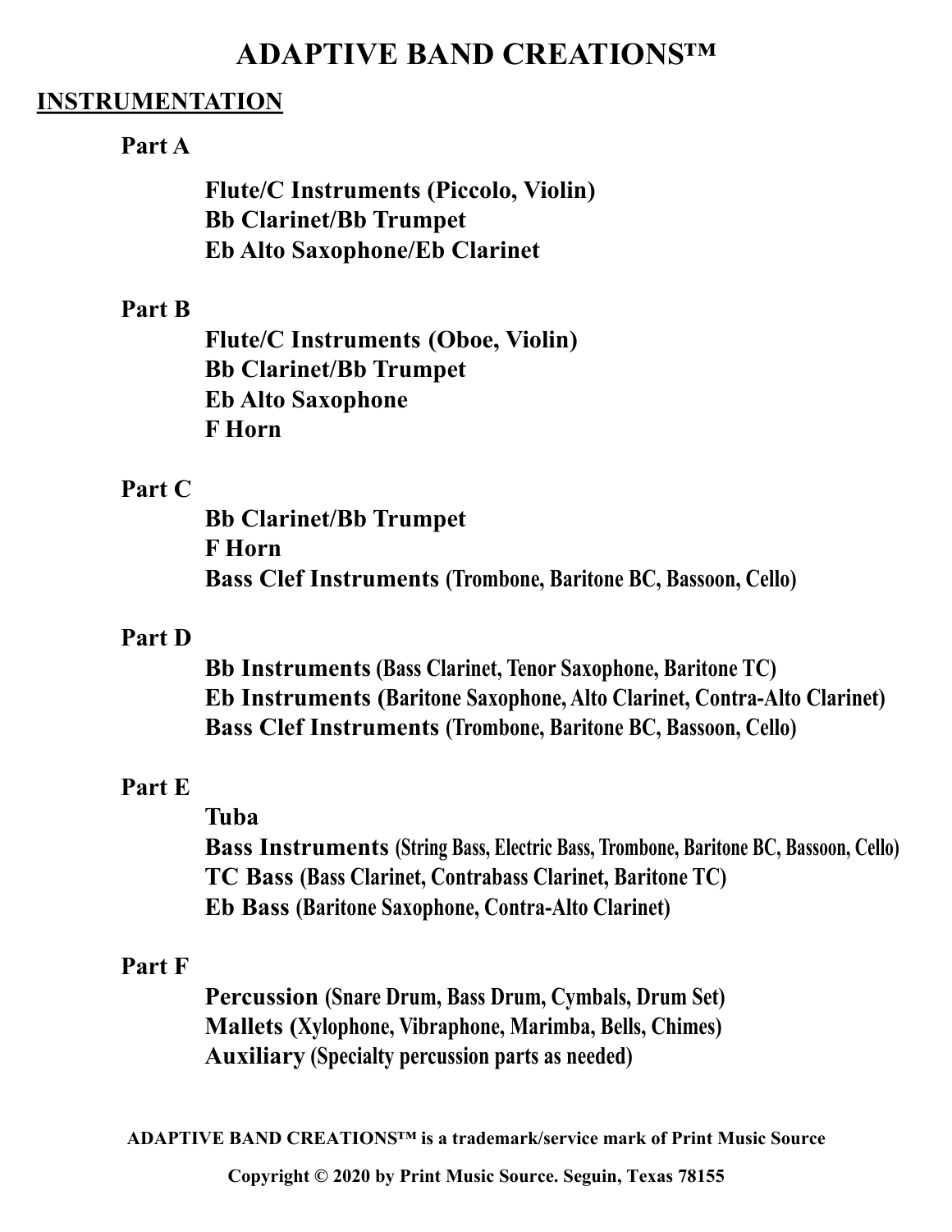# ADAPTIVE BAND CREATIONS™

## INSTRUMENTATION

### Part A

**Flute/C Instruments (Piccolo, Violin)**
**Bb Clarinet/Bb Trumpet**
**Eb Alto Saxophone/Eb Clarinet**

### Part B

**Flute/C Instruments (Oboe, Violin)**
**Bb Clarinet/Bb Trumpet**
**Eb Alto Saxophone**
**F Horn**

### Part C

**Bb Clarinet/Bb Trumpet**
**F Horn**
**Bass Clef Instruments (Trombone, Baritone BC, Bassoon, Cello)**

### Part D

**Bb Instruments (Bass Clarinet, Tenor Saxophone, Baritone TC)**
**Eb Instruments (Baritone Saxophone, Alto Clarinet, Contra-Alto Clarinet)**
**Bass Clef Instruments (Trombone, Baritone BC, Bassoon, Cello)**

### Part E

**Tuba**
**Bass Instruments (String Bass, Electric Bass, Trombone, Baritone BC, Bassoon, Cello)**
**TC Bass (Bass Clarinet, Contrabass Clarinet, Baritone TC)**
**Eb Bass (Baritone Saxophone, Contra-Alto Clarinet)**

### Part F

**Percussion (Snare Drum, Bass Drum, Cymbals, Drum Set)**
**Mallets (Xylophone, Vibraphone, Marimba, Bells, Chimes)**
**Auxiliary (Specialty percussion parts as needed)**

**ADAPTIVE BAND CREATIONS™ is a trademark/service mark of Print Music Source**

**Copyright © 2020 by Print Music Source. Seguin, Texas 78155**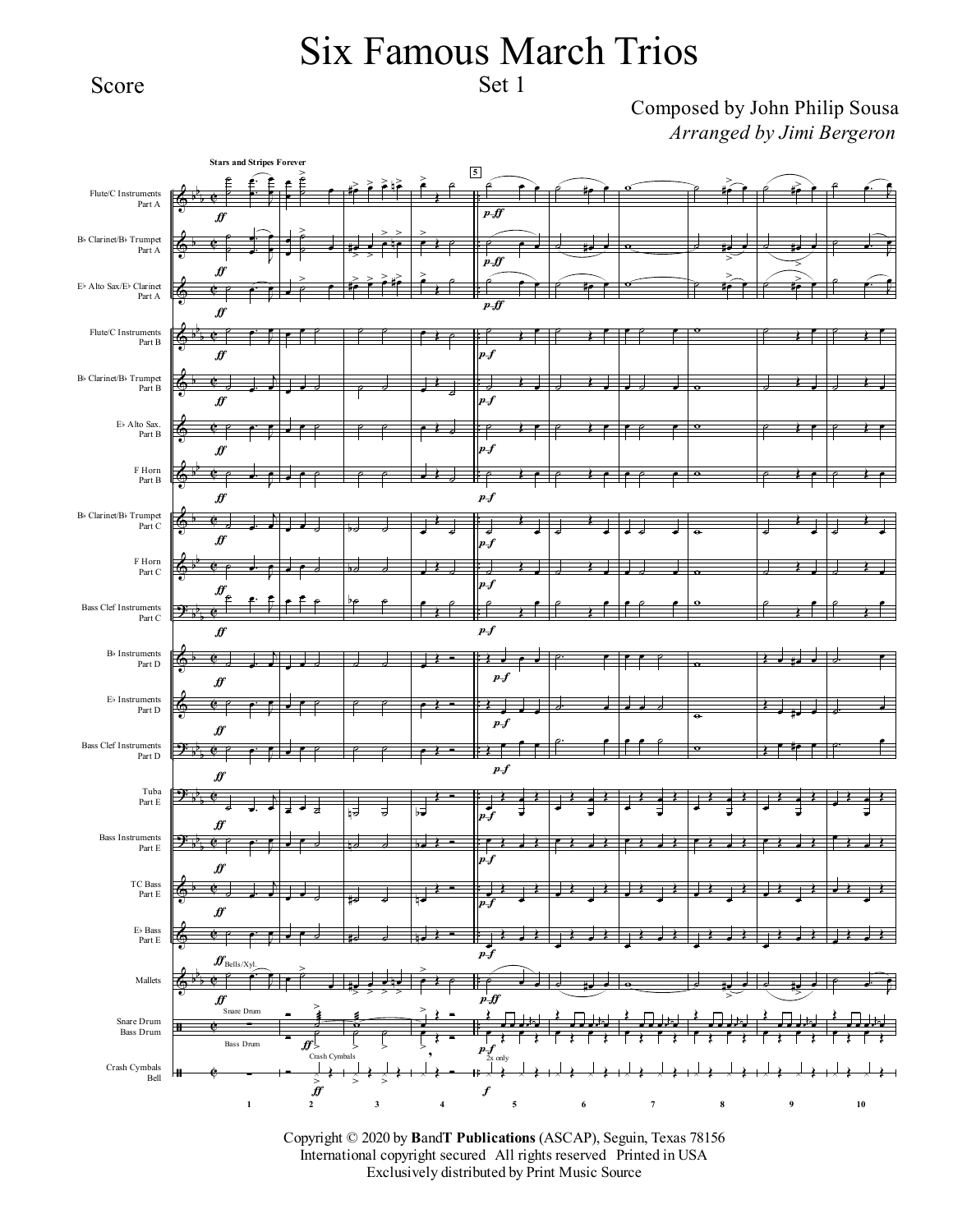# Six Famous March Trios

Set 1

Score

Composed by John Philip Sousa

*Arranged by Jimi Bergeron*

Copyright © 2020 by **B**and**T Publications** (ASCAP), Seguin, Texas 78156
International copyright secured All rights reserved Printed in USA
Exclusively distributed by Print Music Source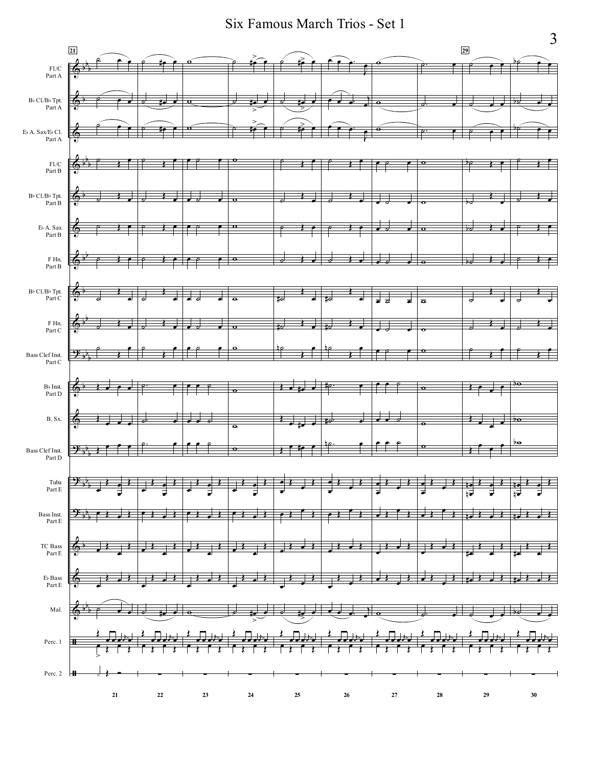# Six Famous March Trios - Set 1

21

29

FL/C
Part A

B♭ Cl/B♭ Tpt.
Part A

E♭ A. Sax/E♭ Cl.
Part A

FL/C
Part B

B♭ Cl/B♭ Tpt.
Part B

E♭ A. Sax
Part B

F Hn.
Part B

B♭ Cl/B♭ Tpt.
Part C

F Hn.
Part C

Bass Clef Inst.
Part C

B♭ Inst.
Part D

B. Sx.

Bass Clef Inst.
Part D

Tuba
Part E

Bass Inst.
Part E

TC Bass
Part E

E♭ Bass
Part E

Mal.

Perc. 1

Perc. 2

21 22 23 24 25 26 27 28 29 30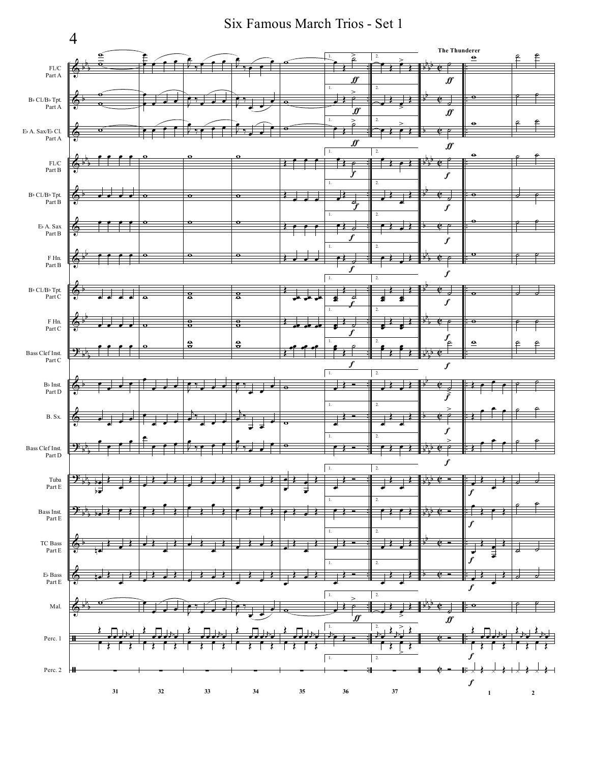### The Thunderer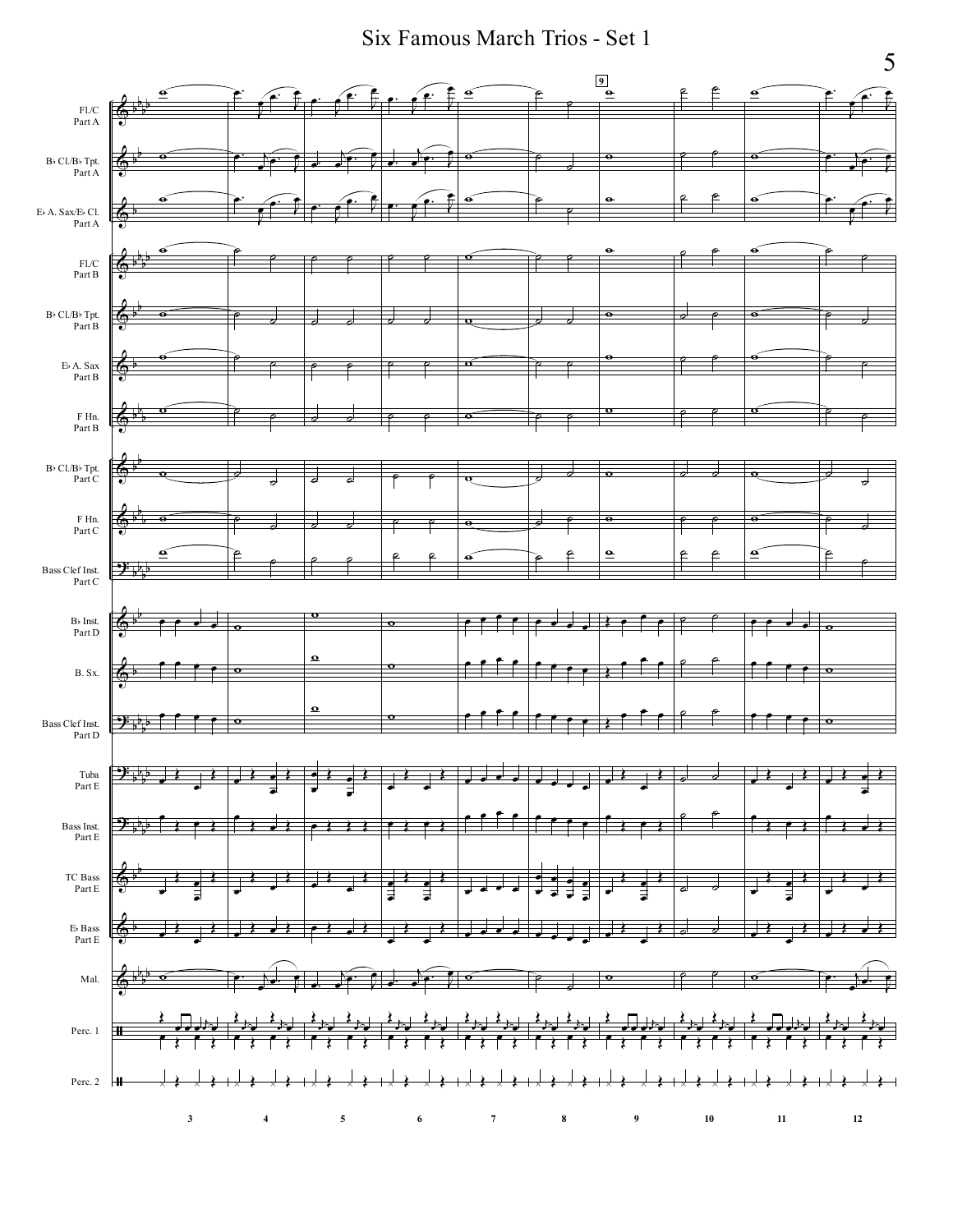# Six Famous March Trios - Set 1

FL/C Part A

B♭ Cl/B♭ Tpt. Part A

E♭ A. Sax/E♭ Cl. Part A

FL/C Part B

B♭ Cl/B♭ Tpt. Part B

E♭ A. Sax Part B

F Hn. Part B

B♭ Cl/B♭ Tpt. Part C

F Hn. Part C

Bass Clef Inst. Part C

B♭ Inst. Part D

B. Sx.

Bass Clef Inst. Part D

Tuba Part E

Bass Inst. Part E

TC Bass Part E

E♭ Bass Part E

Mal.

Perc. 1

Perc. 2

9

3 4 5 6 7 8 9 10 11 12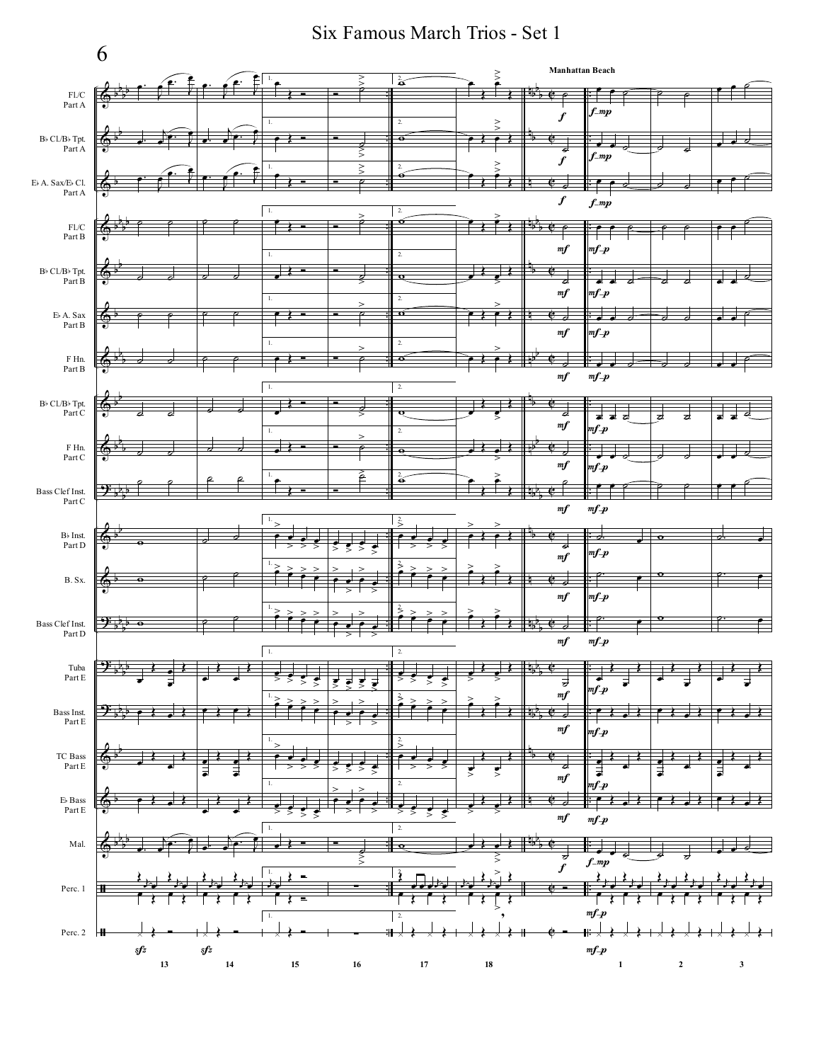# Six Famous March Trios - Set 1

**Manhattan Beach**

FL/C Part A

B♭ Cl/B♭ Tpt. Part A

E♭ A. Sax/E♭ Cl. Part A

FL/C Part B

B♭ Cl/B♭ Tpt. Part B

E♭ A. Sax Part B

F Hn. Part B

B♭ Cl/B♭ Tpt. Part C

F Hn. Part C

Bass Clef Inst. Part C

B♭ Inst. Part D

B. Sx.

Bass Clef Inst. Part D

Tuba Part E

Bass Inst. Part E

TC Bass Part E

E♭ Bass Part E

Mal.

Perc. 1

Perc. 2

13 14 15 16 17 18 1 2 3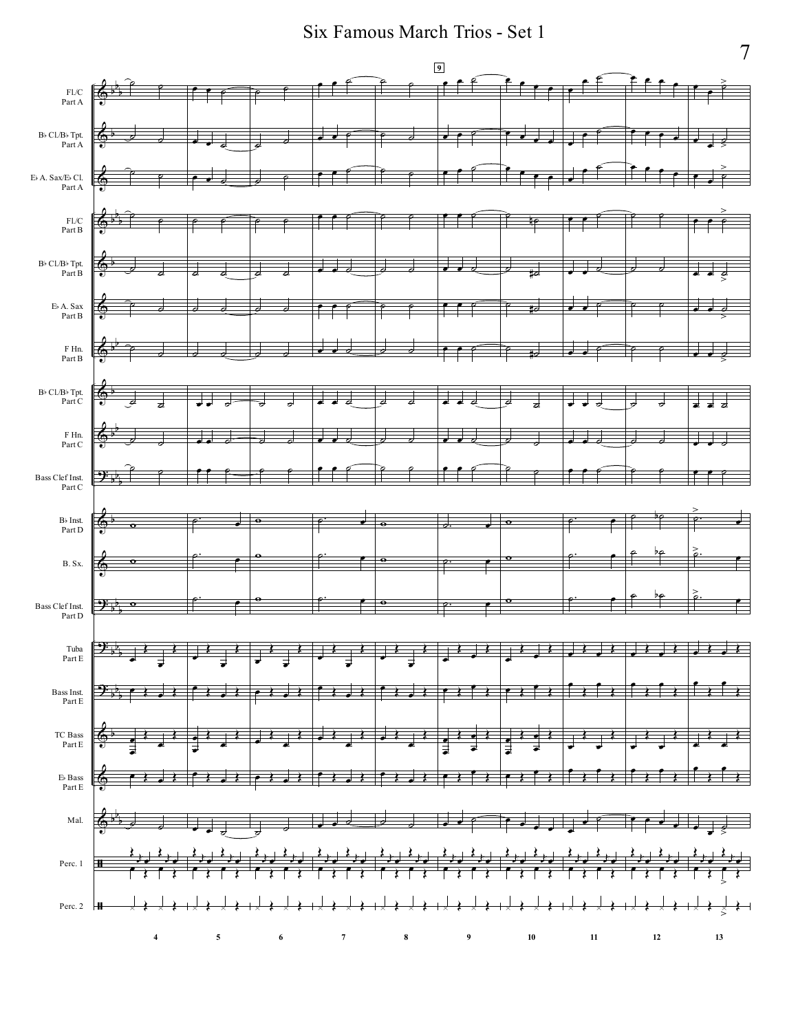# Six Famous March Trios - Set 1

FL/C Part A

B♭ Cl/B♭ Tpt. Part A

E♭ A. Sax/E♭ Cl. Part A

FL/C Part B

B♭ Cl/B♭ Tpt. Part B

E♭ A. Sax Part B

F Hn. Part B

B♭ Cl/B♭ Tpt. Part C

F Hn. Part C

Bass Clef Inst. Part C

B♭ Inst. Part D

B. Sx.

Bass Clef Inst. Part D

Tuba Part E

Bass Inst. Part E

TC Bass Part E

E♭ Bass Part E

Mal.

Perc. 1

Perc. 2

9

4 5 6 7 8 9 10 11 12 13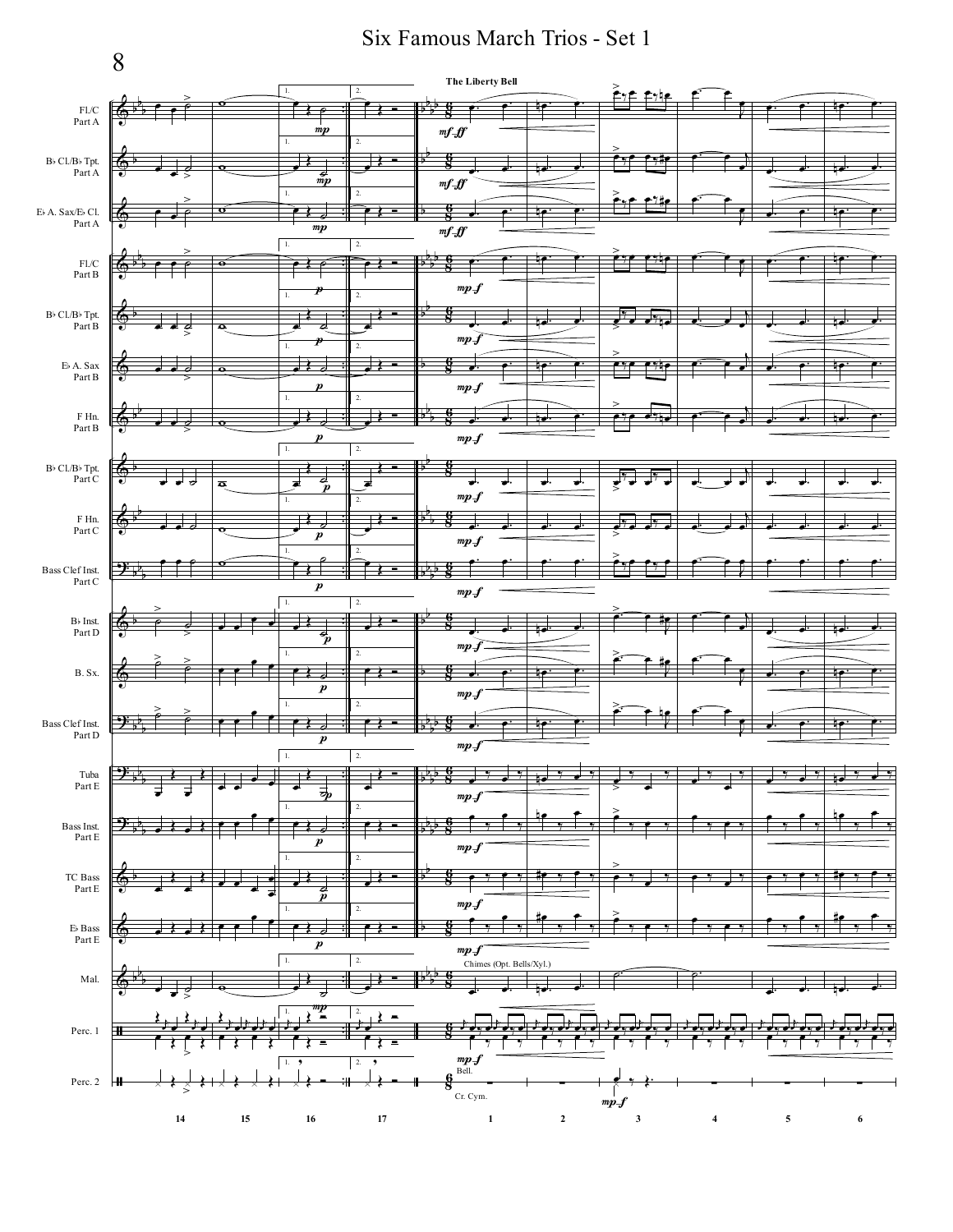Six Famous March Trios - Set 1

The Liberty Bell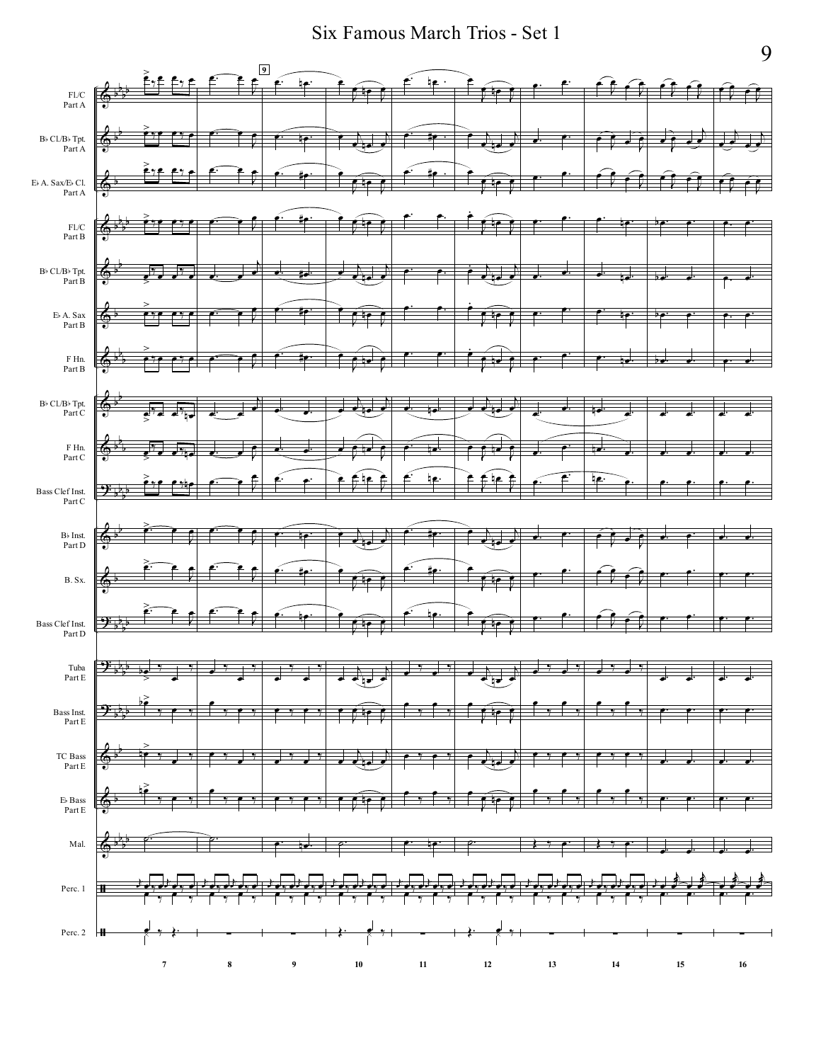# Six Famous March Trios - Set 1

FL/C Part A

B♭ Cl/B♭ Tpt. Part A

E♭ A. Sax/E♭ Cl. Part A

FL/C Part B

B♭ Cl/B♭ Tpt. Part B

E♭ A. Sax Part B

F Hn. Part B

B♭ Cl/B♭ Tpt. Part C

F Hn. Part C

Bass Clef Inst. Part C

B♭ Inst. Part D

B. Sx.

Bass Clef Inst. Part D

Tuba Part E

Bass Inst. Part E

TC Bass Part E

E♭ Bass Part E

Mal.

Perc. 1

Perc. 2

9

7 8 9 10 11 12 13 14 15 16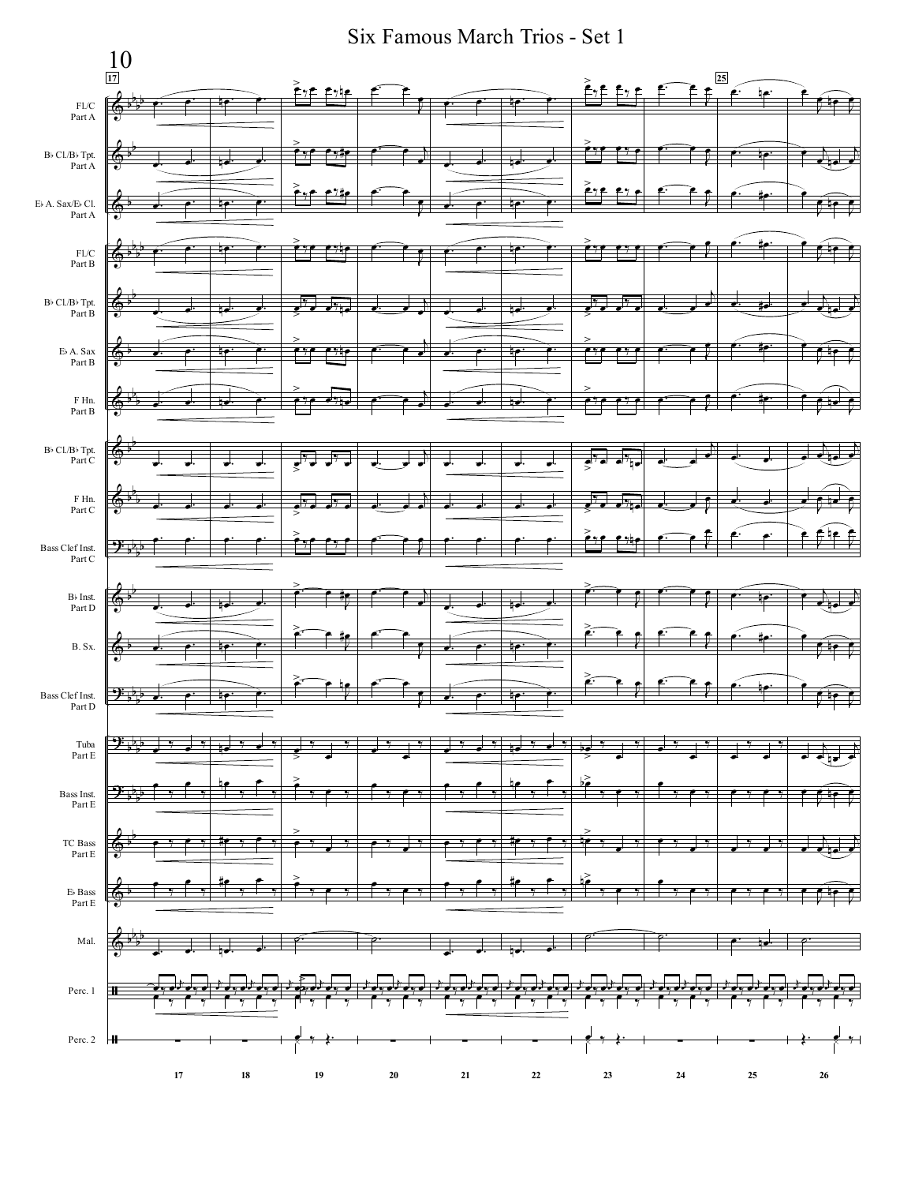# Six Famous March Trios - Set 1

10

17

25

FL/C
Part A

B♭ Cl/B♭ Tpt.
Part A

E♭ A. Sax/E♭ Cl.
Part A

FL/C
Part B

B♭ Cl/B♭ Tpt.
Part B

E♭ A. Sax
Part B

F Hn.
Part B

B♭ Cl/B♭ Tpt.
Part C

F Hn.
Part C

Bass Clef Inst.
Part C

B♭ Inst.
Part D

B. Sx.

Bass Clef Inst.
Part D

Tuba
Part E

Bass Inst.
Part E

TC Bass
Part E

E♭ Bass
Part E

Mal.

Perc. 1

Perc. 2

17 18 19 20 21 22 23 24 25 26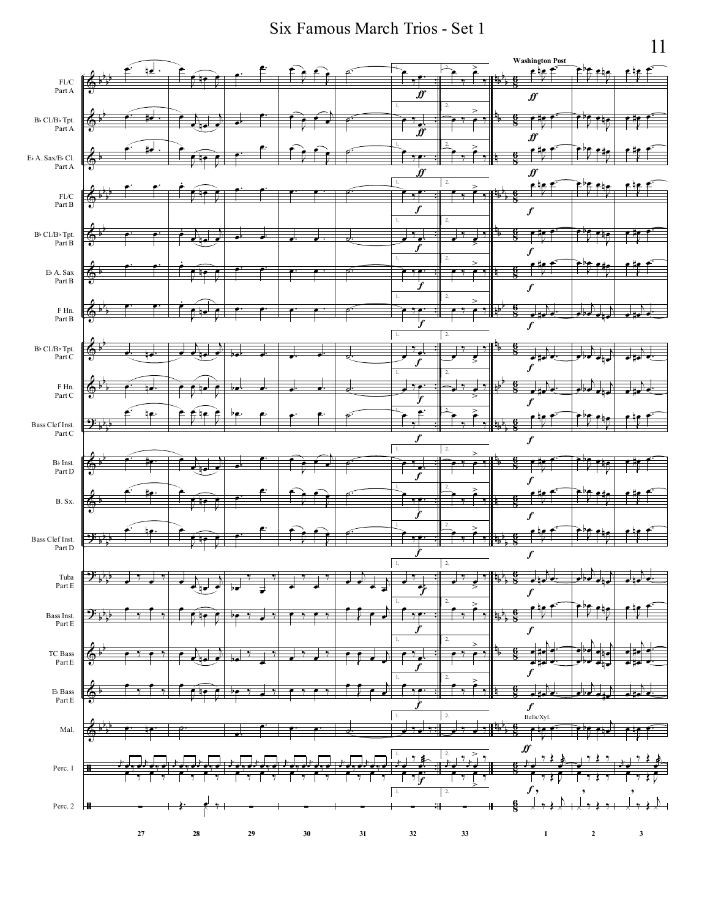## Washington Post

FL/C Part A

B♭ Cl/B♭ Tpt. Part A

E♭ A. Sax/E♭ Cl. Part A

FL/C Part B

B♭ Cl/B♭ Tpt. Part B

E♭ A. Sax Part B

F Hn. Part B

B♭ Cl/B♭ Tpt. Part C

F Hn. Part C

Bass Clef Inst. Part C

B♭ Inst. Part D

B. Sx.

Bass Clef Inst. Part D

Tuba Part E

Bass Inst. Part E

TC Bass Part E

E♭ Bass Part E

Mal.

Perc. 1

Perc. 2

Bells/Xyl.

27 28 29 30 31 32 33 1 2 3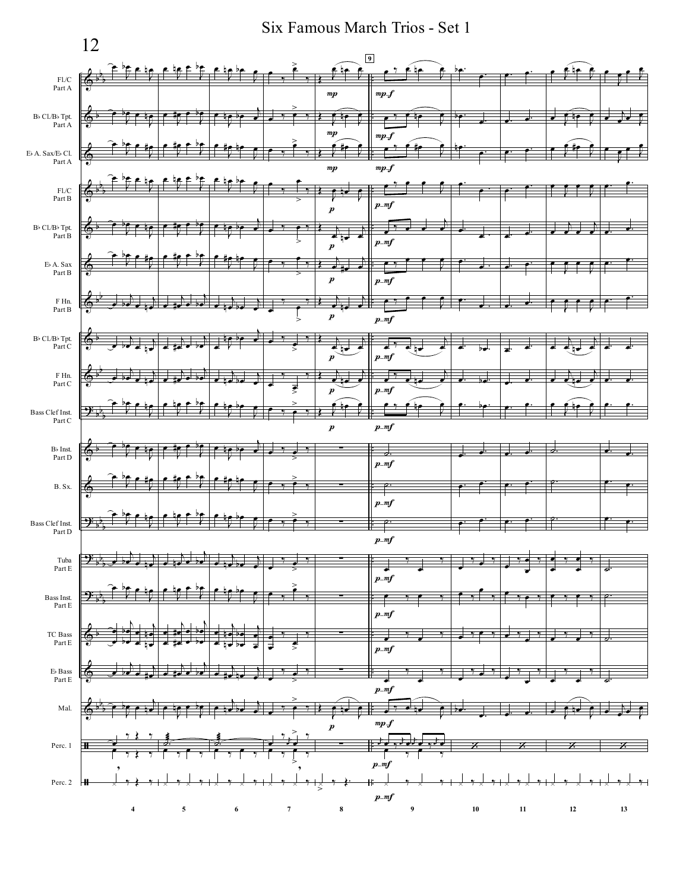# Six Famous March Trios - Set 1

FL/C Part A

B♭ Cl/B♭ Tpt. Part A

E♭ A. Sax/E♭ Cl. Part A

FL/C Part B

B♭ Cl/B♭ Tpt. Part B

E♭ A. Sax Part B

F Hn. Part B

B♭ Cl/B♭ Tpt. Part C

F Hn. Part C

Bass Clef Inst. Part C

B♭ Inst. Part D

B. Sx.

Bass Clef Inst. Part D

Tuba Part E

Bass Inst. Part E

TC Bass Part E

E♭ Bass Part E

Mal.

Perc. 1

Perc. 2

*mp* *mp-f* *p* *p-mf*

4 5 6 7 8 9 10 11 12 13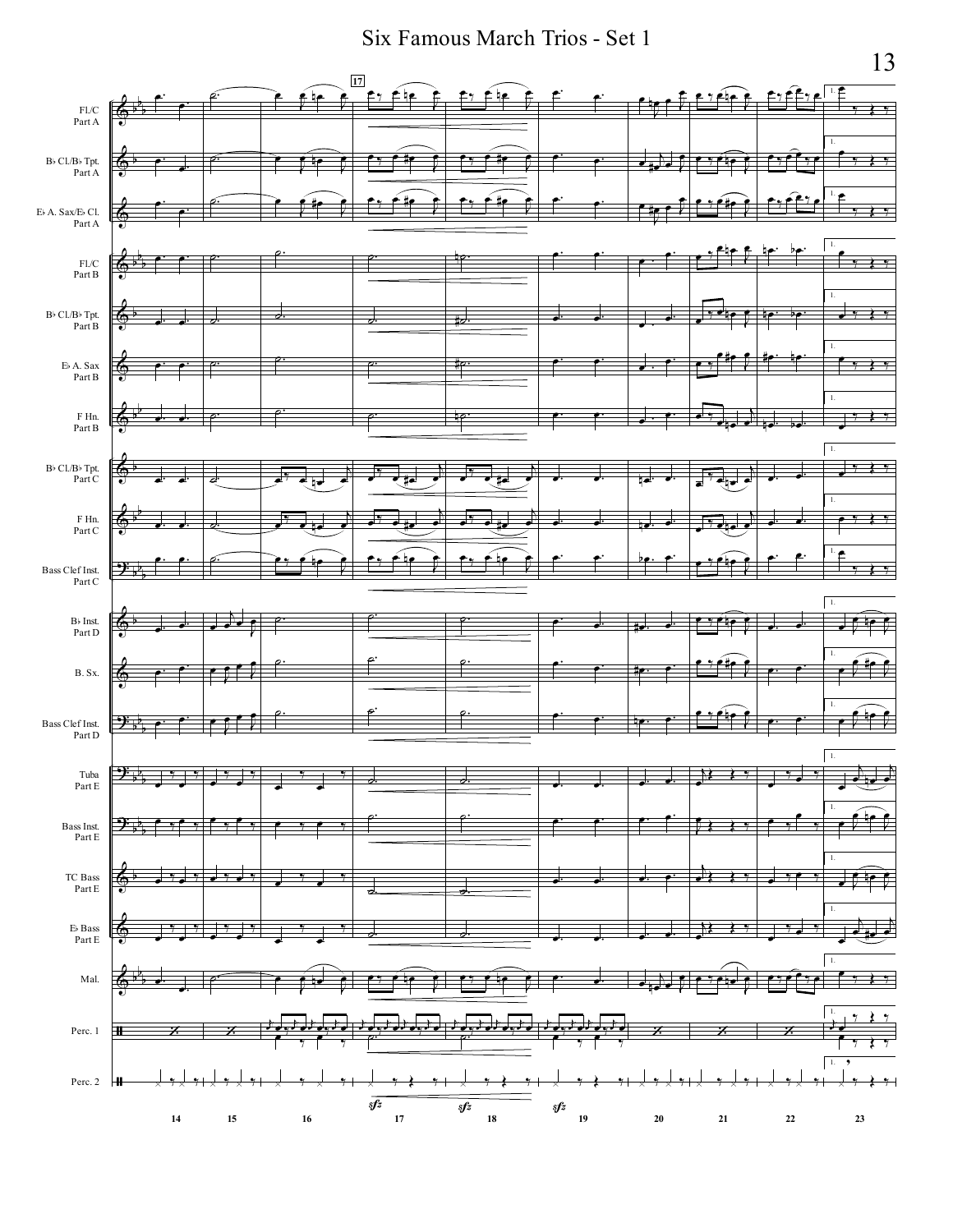# Six Famous March Trios - Set 1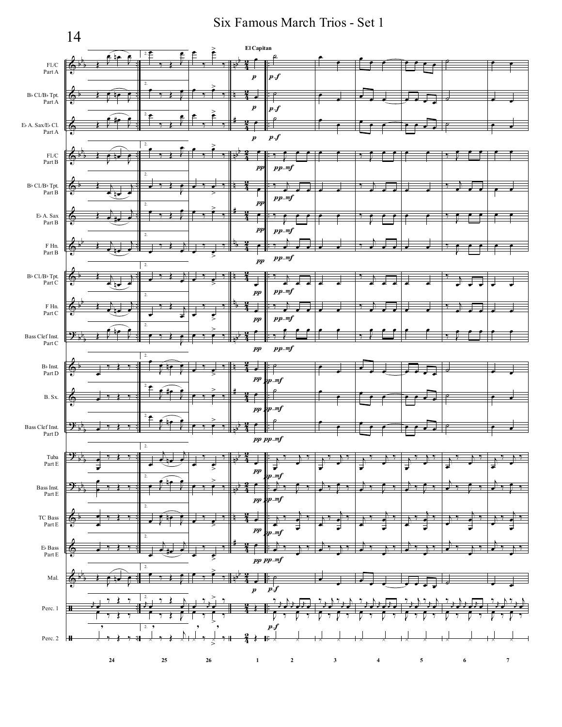El Capitan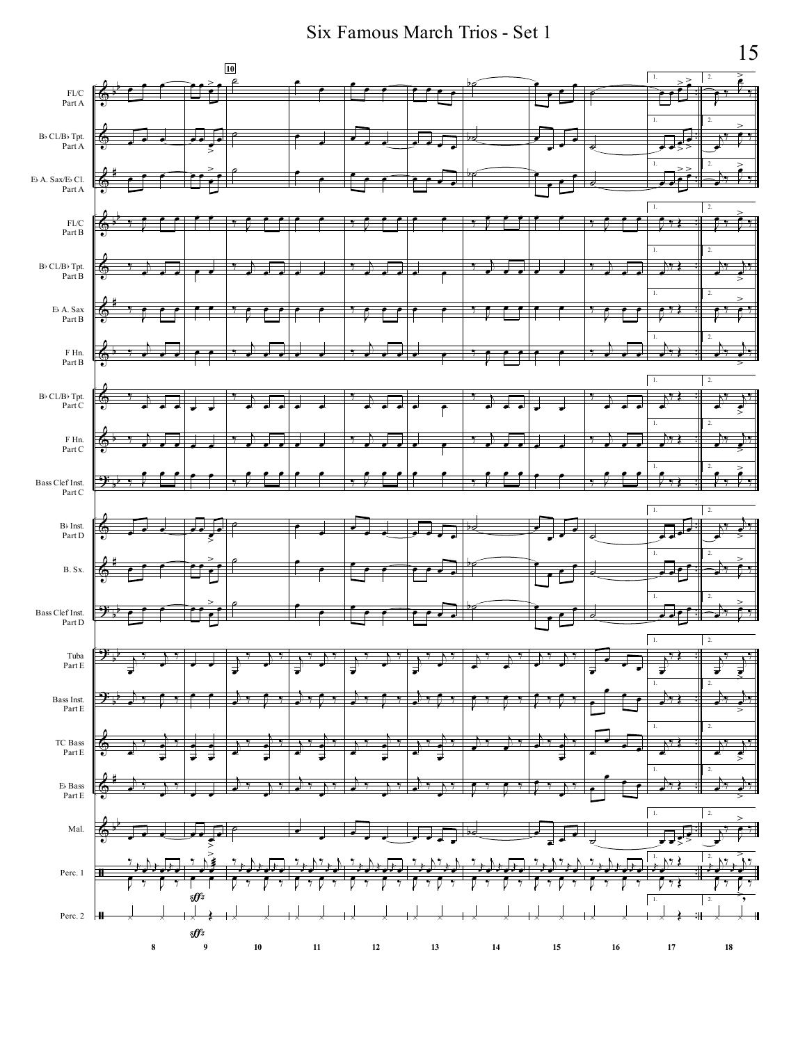# Six Famous March Trios - Set 1

FL/C Part A

B♭ Cl/B♭ Tpt. Part A

E♭ A. Sax/E♭ Cl. Part A

FL/C Part B

B♭ Cl/B♭ Tpt. Part B

E♭ A. Sax Part B

F Hn. Part B

B♭ Cl/B♭ Tpt. Part C

F Hn. Part C

Bass Clef Inst. Part C

B♭ Inst. Part D

B. Sx.

Bass Clef Inst. Part D

Tuba Part E

Bass Inst. Part E

TC Bass Part E

E♭ Bass Part E

Mal.

Perc. 1

Perc. 2

10

*sffz*

*sffz*

1. 2.

8 9 10 11 12 13 14 15 16 17 18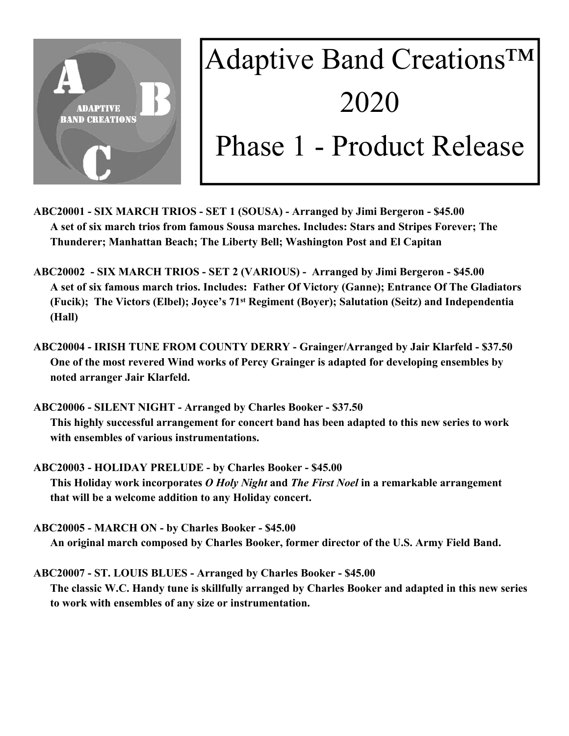# Adaptive Band Creations™ 2020 Phase 1 - Product Release

**ABC20001 - SIX MARCH TRIOS - SET 1 (SOUSA) - Arranged by Jimi Bergeron - $45.00**
**A set of six march trios from famous Sousa marches. Includes: Stars and Stripes Forever; The Thunderer; Manhattan Beach; The Liberty Bell; Washington Post and El Capitan**

**ABC20002 - SIX MARCH TRIOS - SET 2 (VARIOUS) - Arranged by Jimi Bergeron - $45.00**
**A set of six famous march trios. Includes: Father Of Victory (Ganne); Entrance Of The Gladiators (Fucik); The Victors (Elbel); Joyce's 71st Regiment (Boyer); Salutation (Seitz) and Independentia (Hall)**

**ABC20004 - IRISH TUNE FROM COUNTY DERRY - Grainger/Arranged by Jair Klarfeld - $37.50**
**One of the most revered Wind works of Percy Grainger is adapted for developing ensembles by noted arranger Jair Klarfeld.**

**ABC20006 - SILENT NIGHT - Arranged by Charles Booker - $37.50**
**This highly successful arrangement for concert band has been adapted to this new series to work with ensembles of various instrumentations.**

**ABC20003 - HOLIDAY PRELUDE - by Charles Booker - $45.00**
**This Holiday work incorporates *O Holy Night* and *The First Noel* in a remarkable arrangement that will be a welcome addition to any Holiday concert.**

**ABC20005 - MARCH ON - by Charles Booker - $45.00**
**An original march composed by Charles Booker, former director of the U.S. Army Field Band.**

**ABC20007 - ST. LOUIS BLUES - Arranged by Charles Booker - $45.00**
**The classic W.C. Handy tune is skillfully arranged by Charles Booker and adapted in this new series to work with ensembles of any size or instrumentation.**